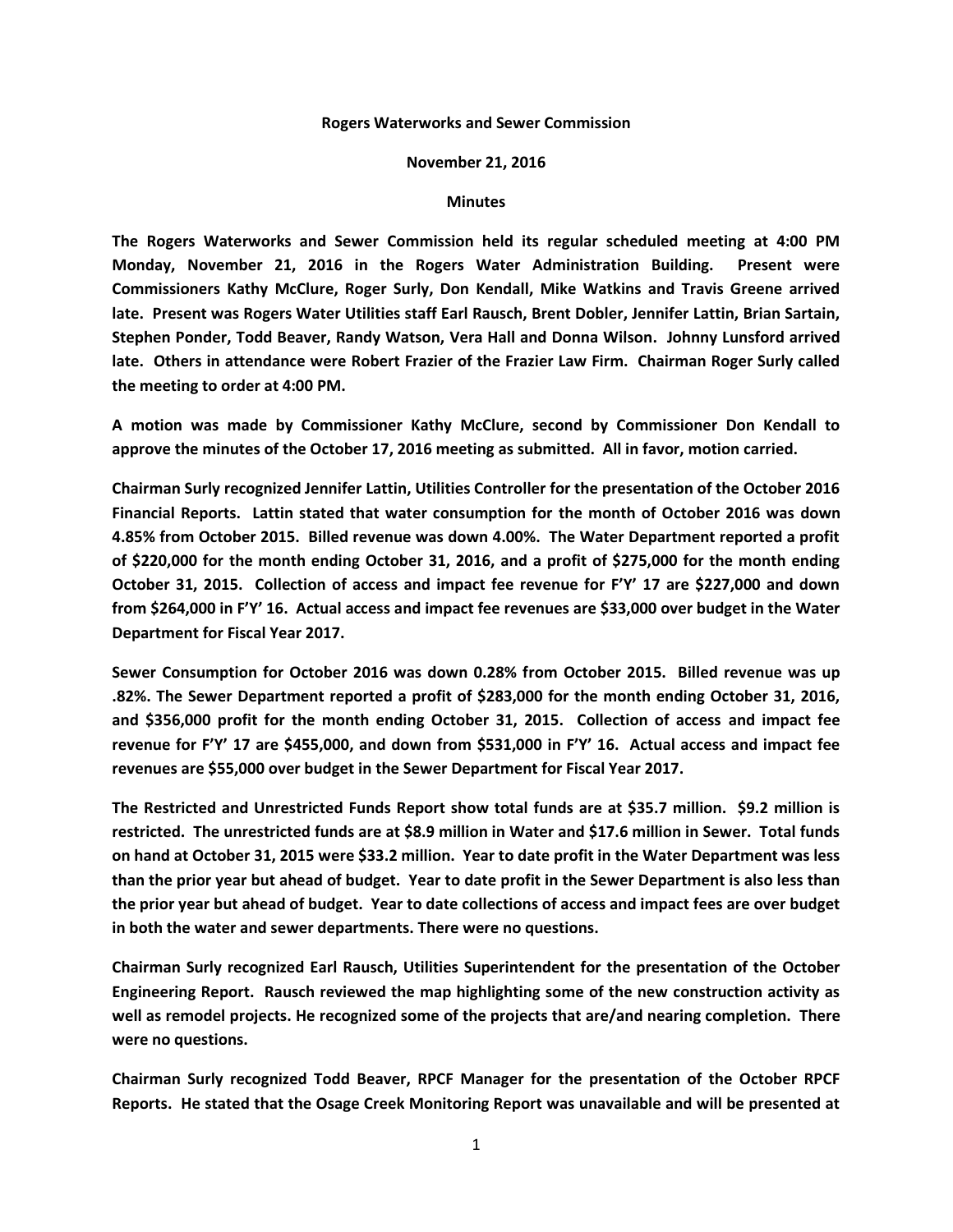**Rogers Waterworks and Sewer Commission**

**November 21, 2016**

**Minutes**

**The Rogers Waterworks and Sewer Commission held its regular scheduled meeting at 4:00 PM Monday, November 21, 2016 in the Rogers Water Administration Building. Present were Commissioners Kathy McClure, Roger Surly, Don Kendall, Mike Watkins and Travis Greene arrived late. Present was Rogers Water Utilities staff Earl Rausch, Brent Dobler, Jennifer Lattin, Brian Sartain, Stephen Ponder, Todd Beaver, Randy Watson, Vera Hall and Donna Wilson. Johnny Lunsford arrived late. Others in attendance were Robert Frazier of the Frazier Law Firm. Chairman Roger Surly called the meeting to order at 4:00 PM.**

**A motion was made by Commissioner Kathy McClure, second by Commissioner Don Kendall to approve the minutes of the October 17, 2016 meeting as submitted. All in favor, motion carried.**

**Chairman Surly recognized Jennifer Lattin, Utilities Controller for the presentation of the October 2016 Financial Reports. Lattin stated that water consumption for the month of October 2016 was down 4.85% from October 2015. Billed revenue was down 4.00%. The Water Department reported a profit of $220,000 for the month ending October 31, 2016, and a profit of $275,000 for the month ending October 31, 2015. Collection of access and impact fee revenue for F'Y' 17 are $227,000 and down from $264,000 in F'Y' 16. Actual access and impact fee revenues are $33,000 over budget in the Water Department for Fiscal Year 2017.**

**Sewer Consumption for October 2016 was down 0.28% from October 2015. Billed revenue was up .82%. The Sewer Department reported a profit of $283,000 for the month ending October 31, 2016, and $356,000 profit for the month ending October 31, 2015. Collection of access and impact fee revenue for F'Y' 17 are $455,000, and down from $531,000 in F'Y' 16. Actual access and impact fee revenues are $55,000 over budget in the Sewer Department for Fiscal Year 2017.**

**The Restricted and Unrestricted Funds Report show total funds are at $35.7 million. $9.2 million is restricted. The unrestricted funds are at $8.9 million in Water and $17.6 million in Sewer. Total funds on hand at October 31, 2015 were $33.2 million. Year to date profit in the Water Department was less than the prior year but ahead of budget. Year to date profit in the Sewer Department is also less than the prior year but ahead of budget. Year to date collections of access and impact fees are over budget in both the water and sewer departments. There were no questions.**

**Chairman Surly recognized Earl Rausch, Utilities Superintendent for the presentation of the October Engineering Report. Rausch reviewed the map highlighting some of the new construction activity as well as remodel projects. He recognized some of the projects that are/and nearing completion. There were no questions.**

**Chairman Surly recognized Todd Beaver, RPCF Manager for the presentation of the October RPCF Reports. He stated that the Osage Creek Monitoring Report was unavailable and will be presented at**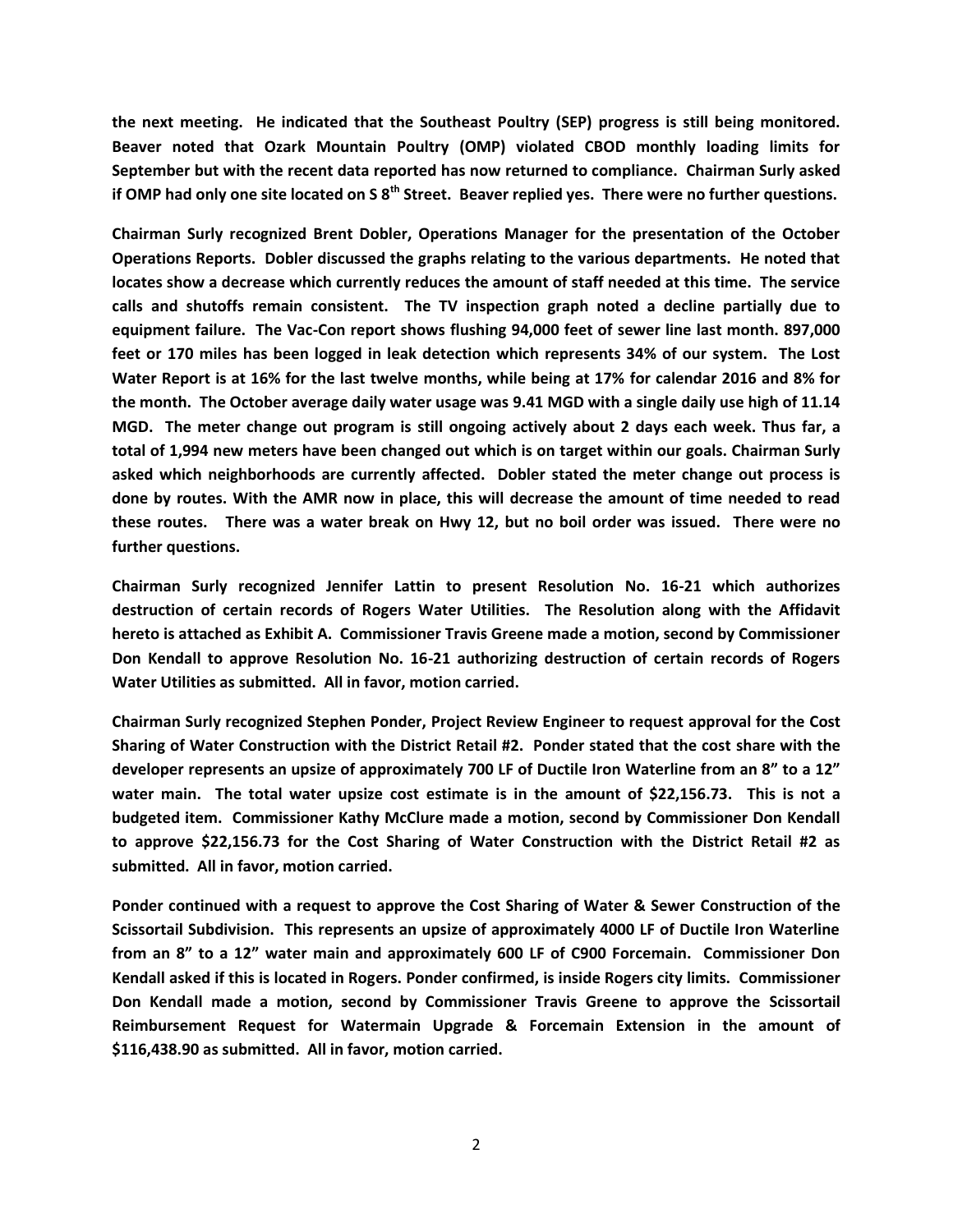**the next meeting. He indicated that the Southeast Poultry (SEP) progress is still being monitored. Beaver noted that Ozark Mountain Poultry (OMP) violated CBOD monthly loading limits for September but with the recent data reported has now returned to compliance. Chairman Surly asked if OMP had only one site located on S 8th Street. Beaver replied yes. There were no further questions.**

**Chairman Surly recognized Brent Dobler, Operations Manager for the presentation of the October Operations Reports. Dobler discussed the graphs relating to the various departments. He noted that locates show a decrease which currently reduces the amount of staff needed at this time. The service calls and shutoffs remain consistent. The TV inspection graph noted a decline partially due to equipment failure. The Vac-Con report shows flushing 94,000 feet of sewer line last month. 897,000 feet or 170 miles has been logged in leak detection which represents 34% of our system. The Lost Water Report is at 16% for the last twelve months, while being at 17% for calendar 2016 and 8% for the month. The October average daily water usage was 9.41 MGD with a single daily use high of 11.14 MGD. The meter change out program is still ongoing actively about 2 days each week. Thus far, a total of 1,994 new meters have been changed out which is on target within our goals. Chairman Surly asked which neighborhoods are currently affected. Dobler stated the meter change out process is done by routes. With the AMR now in place, this will decrease the amount of time needed to read these routes. There was a water break on Hwy 12, but no boil order was issued. There were no further questions.**

**Chairman Surly recognized Jennifer Lattin to present Resolution No. 16-21 which authorizes destruction of certain records of Rogers Water Utilities. The Resolution along with the Affidavit hereto is attached as Exhibit A. Commissioner Travis Greene made a motion, second by Commissioner Don Kendall to approve Resolution No. 16-21 authorizing destruction of certain records of Rogers Water Utilities as submitted. All in favor, motion carried.**

**Chairman Surly recognized Stephen Ponder, Project Review Engineer to request approval for the Cost Sharing of Water Construction with the District Retail #2. Ponder stated that the cost share with the developer represents an upsize of approximately 700 LF of Ductile Iron Waterline from an 8" to a 12" water main. The total water upsize cost estimate is in the amount of $22,156.73. This is not a budgeted item. Commissioner Kathy McClure made a motion, second by Commissioner Don Kendall to approve $22,156.73 for the Cost Sharing of Water Construction with the District Retail #2 as submitted. All in favor, motion carried.**

**Ponder continued with a request to approve the Cost Sharing of Water & Sewer Construction of the Scissortail Subdivision. This represents an upsize of approximately 4000 LF of Ductile Iron Waterline from an 8" to a 12" water main and approximately 600 LF of C900 Forcemain. Commissioner Don Kendall asked if this is located in Rogers. Ponder confirmed, is inside Rogers city limits. Commissioner Don Kendall made a motion, second by Commissioner Travis Greene to approve the Scissortail Reimbursement Request for Watermain Upgrade & Forcemain Extension in the amount of $116,438.90 as submitted. All in favor, motion carried.**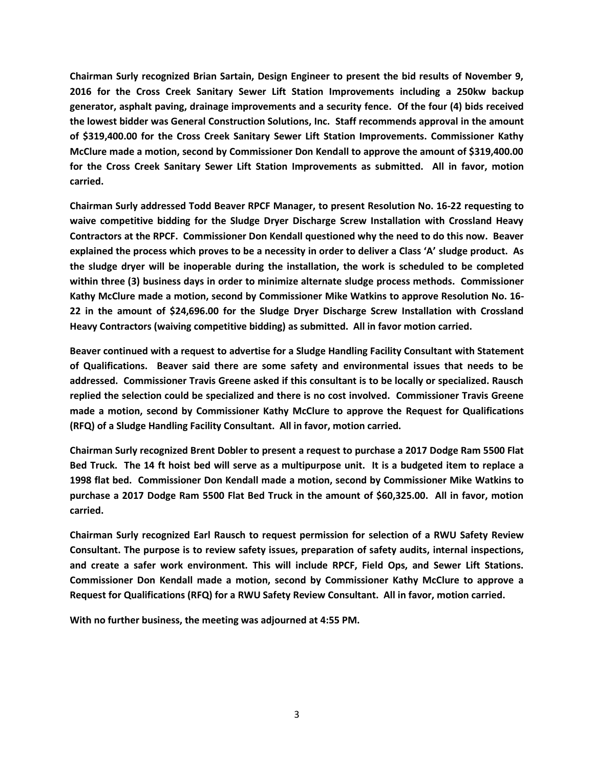**Chairman Surly recognized Brian Sartain, Design Engineer to present the bid results of November 9, 2016 for the Cross Creek Sanitary Sewer Lift Station Improvements including a 250kw backup generator, asphalt paving, drainage improvements and a security fence. Of the four (4) bids received the lowest bidder was General Construction Solutions, Inc. Staff recommends approval in the amount of $319,400.00 for the Cross Creek Sanitary Sewer Lift Station Improvements. Commissioner Kathy McClure made a motion, second by Commissioner Don Kendall to approve the amount of $319,400.00 for the Cross Creek Sanitary Sewer Lift Station Improvements as submitted. All in favor, motion carried.**

**Chairman Surly addressed Todd Beaver RPCF Manager, to present Resolution No. 16-22 requesting to waive competitive bidding for the Sludge Dryer Discharge Screw Installation with Crossland Heavy Contractors at the RPCF. Commissioner Don Kendall questioned why the need to do this now. Beaver explained the process which proves to be a necessity in order to deliver a Class 'A' sludge product. As the sludge dryer will be inoperable during the installation, the work is scheduled to be completed within three (3) business days in order to minimize alternate sludge process methods. Commissioner Kathy McClure made a motion, second by Commissioner Mike Watkins to approve Resolution No. 16-22 in the amount of $24,696.00 for the Sludge Dryer Discharge Screw Installation with Crossland Heavy Contractors (waiving competitive bidding) as submitted. All in favor motion carried.**

**Beaver continued with a request to advertise for a Sludge Handling Facility Consultant with Statement of Qualifications. Beaver said there are some safety and environmental issues that needs to be addressed. Commissioner Travis Greene asked if this consultant is to be locally or specialized. Rausch replied the selection could be specialized and there is no cost involved. Commissioner Travis Greene made a motion, second by Commissioner Kathy McClure to approve the Request for Qualifications (RFQ) of a Sludge Handling Facility Consultant. All in favor, motion carried.**

**Chairman Surly recognized Brent Dobler to present a request to purchase a 2017 Dodge Ram 5500 Flat Bed Truck. The 14 ft hoist bed will serve as a multipurpose unit. It is a budgeted item to replace a 1998 flat bed. Commissioner Don Kendall made a motion, second by Commissioner Mike Watkins to purchase a 2017 Dodge Ram 5500 Flat Bed Truck in the amount of $60,325.00. All in favor, motion carried.**

**Chairman Surly recognized Earl Rausch to request permission for selection of a RWU Safety Review Consultant. The purpose is to review safety issues, preparation of safety audits, internal inspections, and create a safer work environment. This will include RPCF, Field Ops, and Sewer Lift Stations. Commissioner Don Kendall made a motion, second by Commissioner Kathy McClure to approve a Request for Qualifications (RFQ) for a RWU Safety Review Consultant. All in favor, motion carried.**

**With no further business, the meeting was adjourned at 4:55 PM.**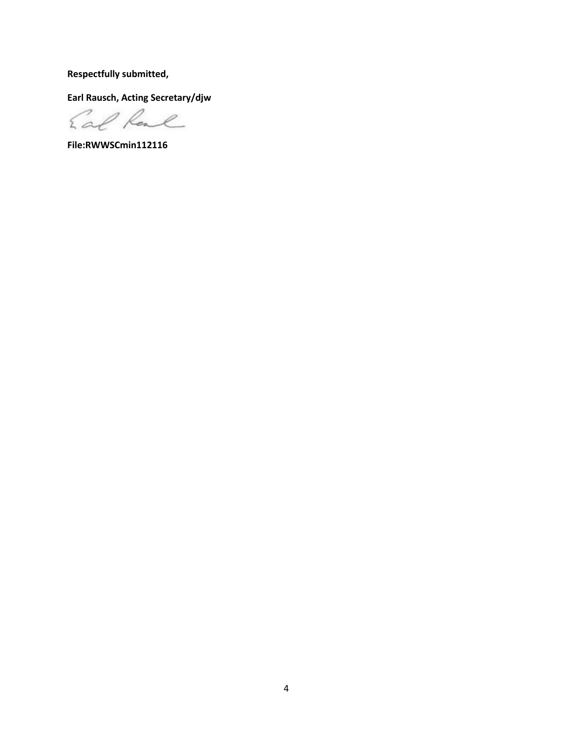**Respectfully submitted,**

**Earl Rausch, Acting Secretary/djw**

**File:RWWSCmin112116**